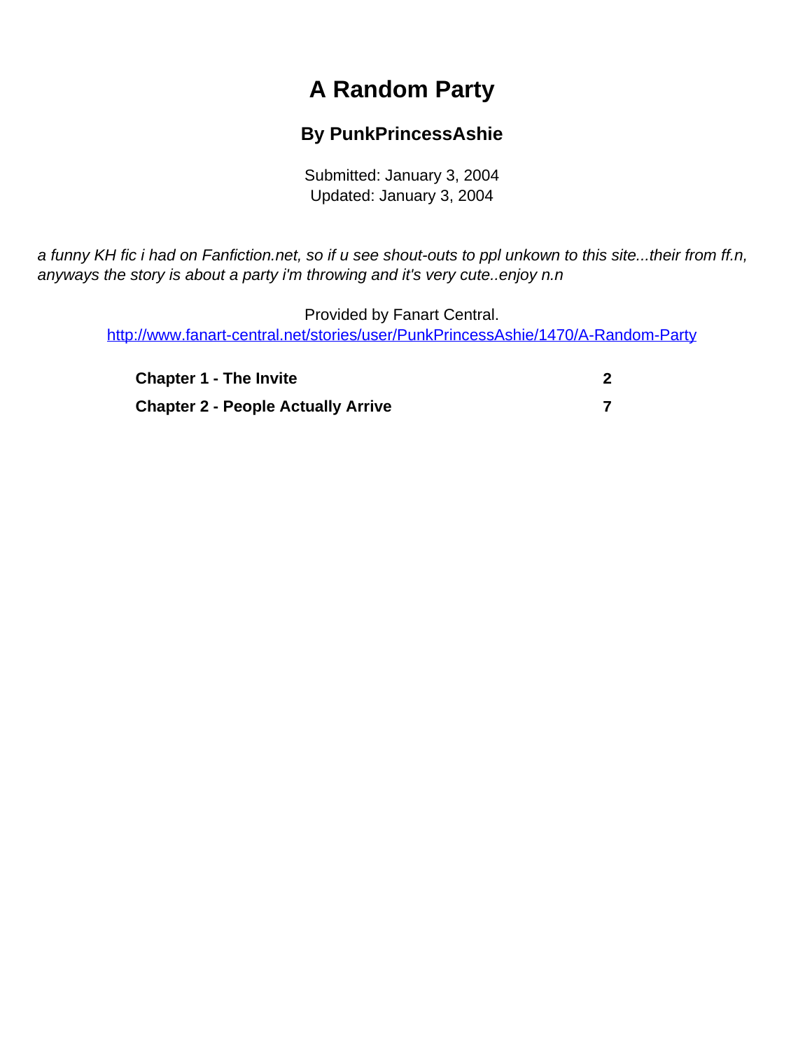# A Random Party

## By PunkPrincessAshie

Submitted: January 3, 2004
Updated: January 3, 2004

*a funny KH fic i had on Fanfiction.net, so if u see shout-outs to ppl unkown to this site...their from ff.n, anyways the story is about a party i'm throwing and it's very cute..enjoy n.n*

Provided by Fanart Central.
http://www.fanart-central.net/stories/user/PunkPrincessAshie/1470/A-Random-Party

| | |
|---|---|
| **Chapter 1 - The Invite** | **2** |
| **Chapter 2 - People Actually Arrive** | **7** |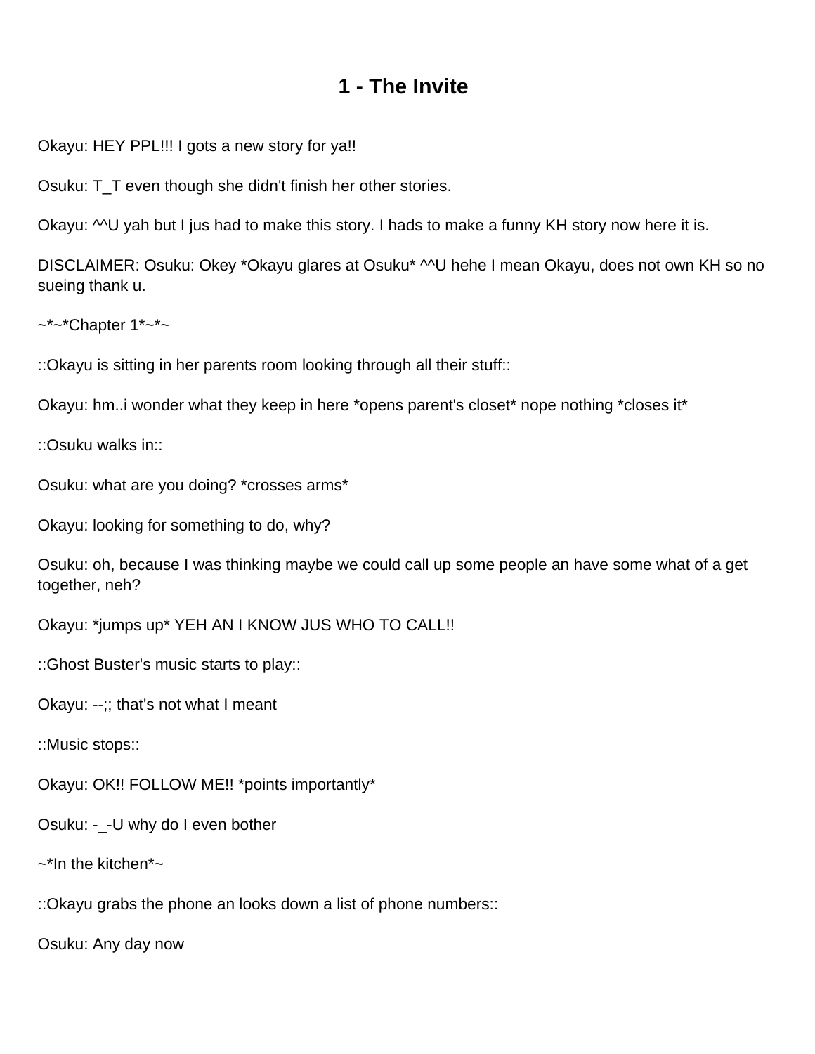# 1 - The Invite

Okayu: HEY PPL!!! I gots a new story for ya!!

Osuku: T_T even though she didn't finish her other stories.

Okayu: ^^U yah but I jus had to make this story. I hads to make a funny KH story now here it is.

DISCLAIMER: Osuku: Okey *Okayu glares at Osuku* ^^U hehe I mean Okayu, does not own KH so no sueing thank u.

~*~*Chapter 1*~*~

::Okayu is sitting in her parents room looking through all their stuff::

Okayu: hm..i wonder what they keep in here *opens parent's closet* nope nothing *closes it*

::Osuku walks in::

Osuku: what are you doing? *crosses arms*

Okayu: looking for something to do, why?

Osuku: oh, because I was thinking maybe we could call up some people an have some what of a get together, neh?

Okayu: *jumps up* YEH AN I KNOW JUS WHO TO CALL!!

::Ghost Buster's music starts to play::

Okayu: --;; that's not what I meant

::Music stops::

Okayu: OK!! FOLLOW ME!! *points importantly*

Osuku: -_-U why do I even bother

~*In the kitchen*~

::Okayu grabs the phone an looks down a list of phone numbers::

Osuku: Any day now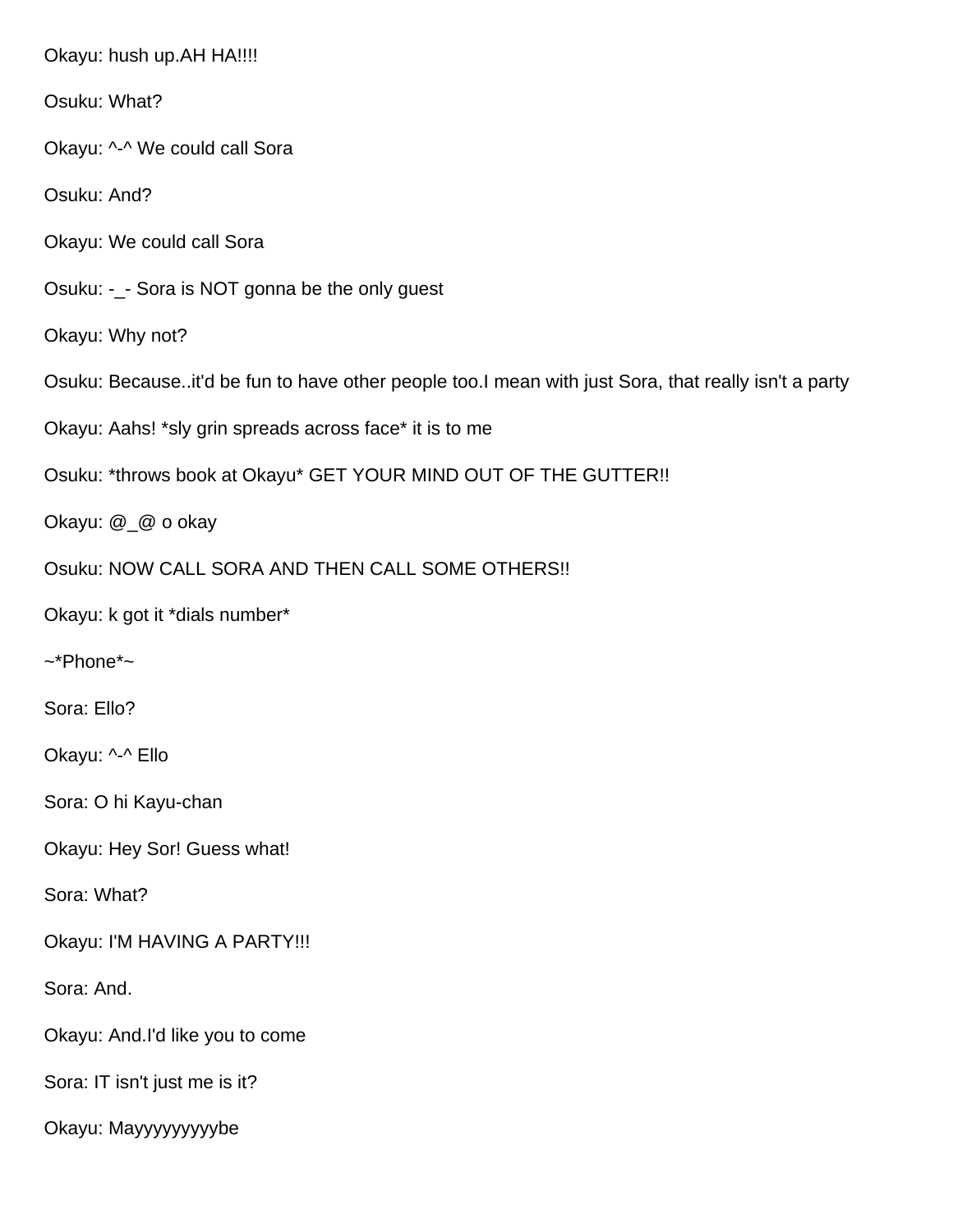Okayu: hush up.AH HA!!!!

Osuku: What?

Okayu: ^-^ We could call Sora

Osuku: And?

Okayu: We could call Sora

Osuku: -_- Sora is NOT gonna be the only guest

Okayu: Why not?

Osuku: Because..it'd be fun to have other people too.I mean with just Sora, that really isn't a party

Okayu: Aahs! *sly grin spreads across face* it is to me

Osuku: *throws book at Okayu* GET YOUR MIND OUT OF THE GUTTER!!

Okayu: @_@ o okay

Osuku: NOW CALL SORA AND THEN CALL SOME OTHERS!!

Okayu: k got it *dials number*

~*Phone*~

Sora: Ello?

Okayu: ^-^ Ello

Sora: O hi Kayu-chan

Okayu: Hey Sor! Guess what!

Sora: What?

Okayu: I'M HAVING A PARTY!!!

Sora: And.

Okayu: And.I'd like you to come

Sora: IT isn't just me is it?

Okayu: Mayyyyyyyyybe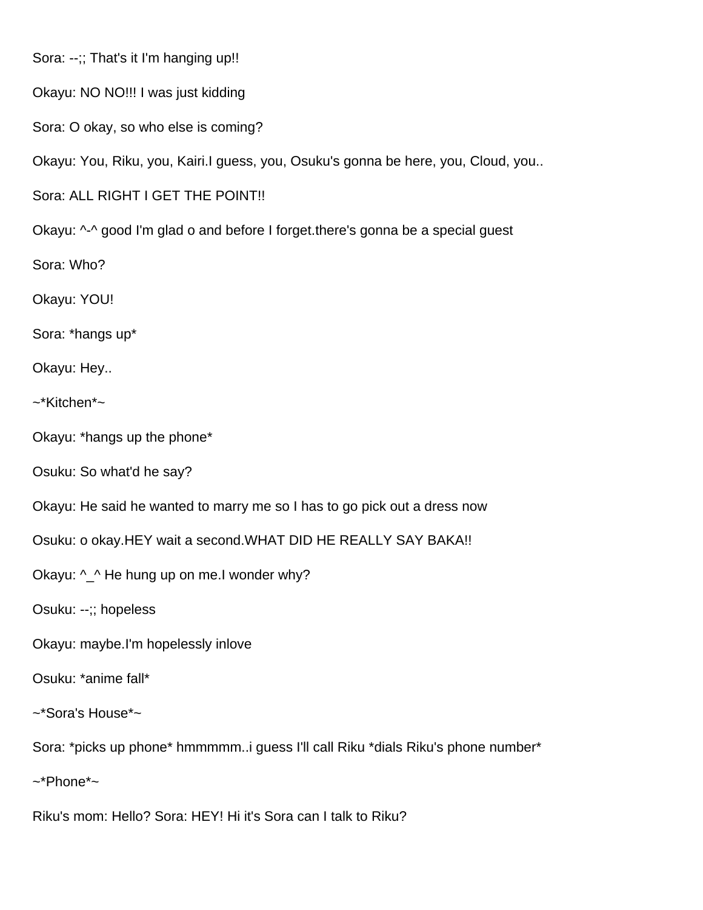Sora: --;; That's it I'm hanging up!!

Okayu: NO NO!!! I was just kidding

Sora: O okay, so who else is coming?

Okayu: You, Riku, you, Kairi.I guess, you, Osuku's gonna be here, you, Cloud, you..

Sora: ALL RIGHT I GET THE POINT!!

Okayu: ^-^ good I'm glad o and before I forget.there's gonna be a special guest

Sora: Who?

Okayu: YOU!

Sora: *hangs up*

Okayu: Hey..

~*Kitchen*~

Okayu: *hangs up the phone*

Osuku: So what'd he say?

Okayu: He said he wanted to marry me so I has to go pick out a dress now

Osuku: o okay.HEY wait a second.WHAT DID HE REALLY SAY BAKA!!

Okayu: ^_^ He hung up on me.I wonder why?

Osuku: --;; hopeless

Okayu: maybe.I'm hopelessly inlove

Osuku: *anime fall*

~*Sora's House*~

Sora: *picks up phone* hmmmmm..i guess I'll call Riku *dials Riku's phone number*

~*Phone*~

Riku's mom: Hello? Sora: HEY! Hi it's Sora can I talk to Riku?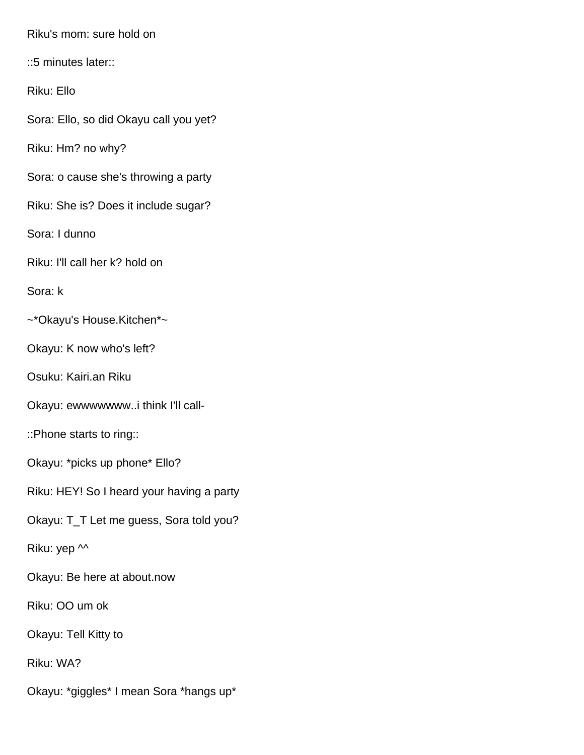Riku's mom: sure hold on

::5 minutes later::

Riku: Ello

Sora: Ello, so did Okayu call you yet?

Riku: Hm? no why?

Sora: o cause she's throwing a party

Riku: She is? Does it include sugar?

Sora: I dunno

Riku: I'll call her k? hold on

Sora: k

~*Okayu's House.Kitchen*~

Okayu: K now who's left?

Osuku: Kairi.an Riku

Okayu: ewwwwwww..i think I'll call-

::Phone starts to ring::

Okayu: *picks up phone* Ello?

Riku: HEY! So I heard your having a party

Okayu: T_T Let me guess, Sora told you?

Riku: yep ^^

Okayu: Be here at about.now

Riku: OO um ok

Okayu: Tell Kitty to

Riku: WA?

Okayu: *giggles* I mean Sora *hangs up*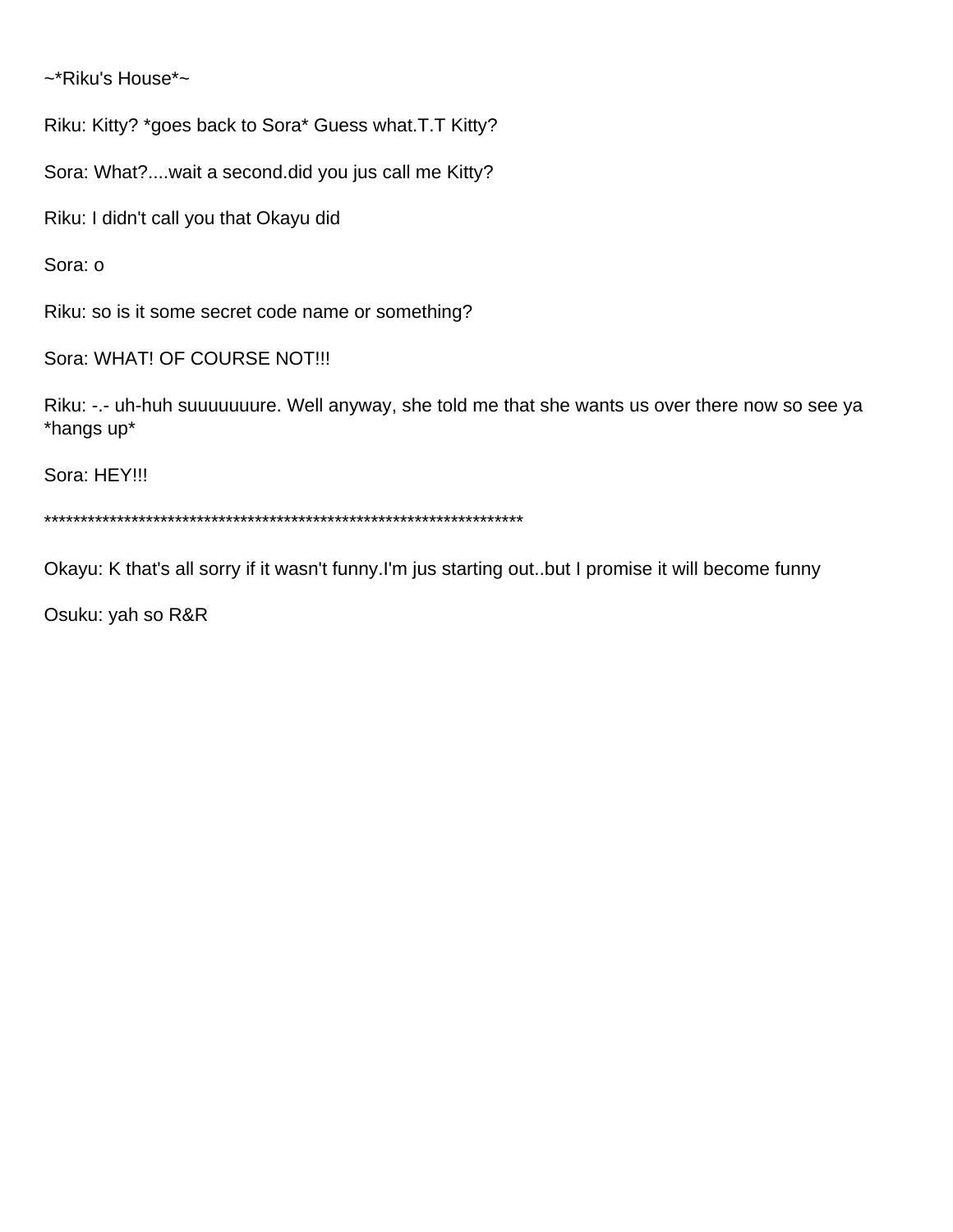~*Riku's House*~

Riku: Kitty? *goes back to Sora* Guess what.T.T Kitty?

Sora: What?....wait a second.did you jus call me Kitty?

Riku: I didn't call you that Okayu did

Sora: o

Riku: so is it some secret code name or something?

Sora: WHAT! OF COURSE NOT!!!

Riku: -.- uh-huh suuuuuuure. Well anyway, she told me that she wants us over there now so see ya *hangs up*

Sora: HEY!!!

*********************************************************************

Okayu: K that's all sorry if it wasn't funny.I'm jus starting out..but I promise it will become funny

Osuku: yah so R&R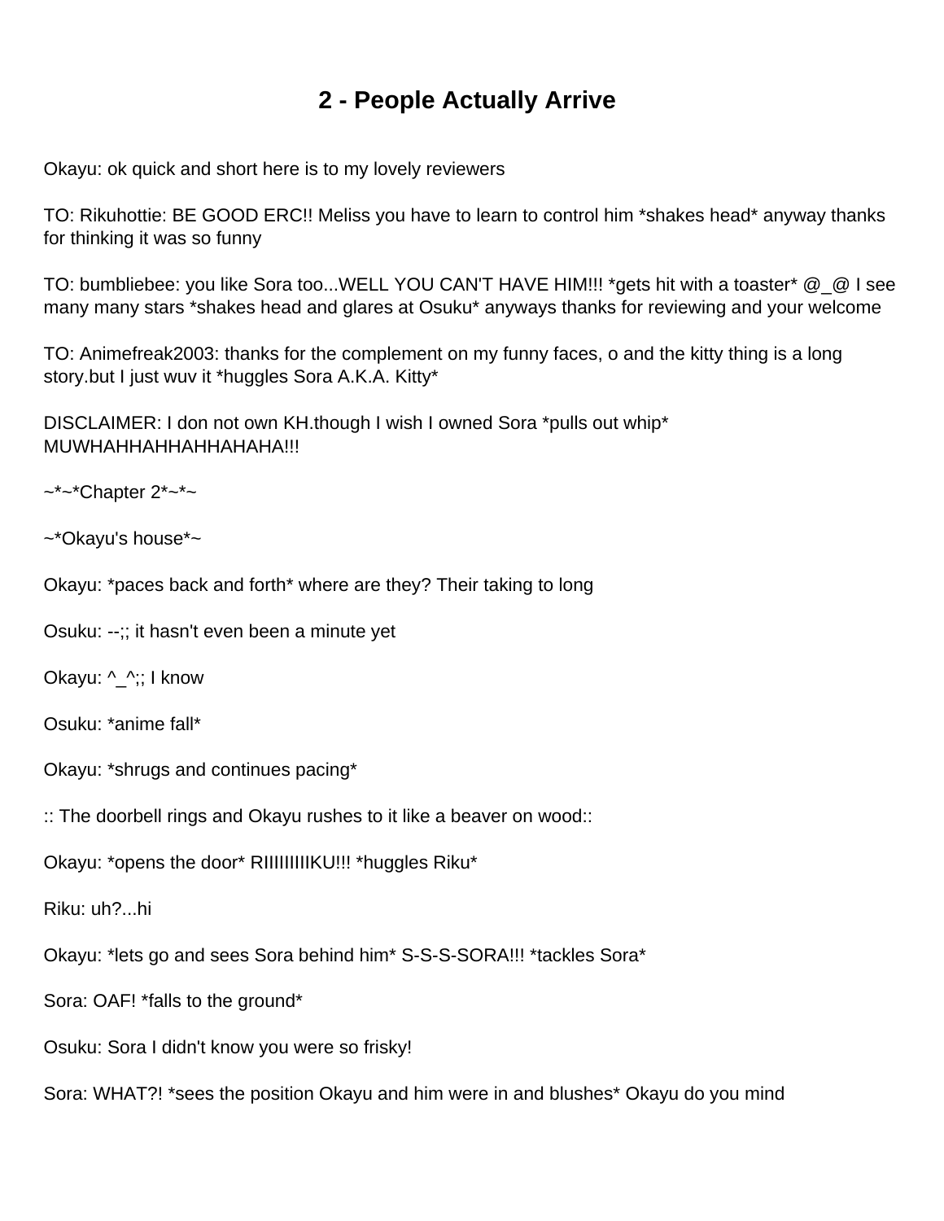# 2 - People Actually Arrive

Okayu: ok quick and short here is to my lovely reviewers

TO: Rikuhottie: BE GOOD ERC!! Meliss you have to learn to control him *shakes head* anyway thanks for thinking it was so funny

TO: bumbliebee: you like Sora too...WELL YOU CAN'T HAVE HIM!!! *gets hit with a toaster* @_@ I see many many stars *shakes head and glares at Osuku* anyways thanks for reviewing and your welcome

TO: Animefreak2003: thanks for the complement on my funny faces, o and the kitty thing is a long story.but I just wuv it *huggles Sora A.K.A. Kitty*

DISCLAIMER: I don not own KH.though I wish I owned Sora *pulls out whip* MUWHAHHAHHAHHAHAHA!!!

~*~*Chapter 2*~*~

~*Okayu's house*~

Okayu: *paces back and forth* where are they? Their taking to long

Osuku: --;; it hasn't even been a minute yet

Okayu: ^_^;; I know

Osuku: *anime fall*

Okayu: *shrugs and continues pacing*

:: The doorbell rings and Okayu rushes to it like a beaver on wood::

Okayu: *opens the door* RIIIIIIIIIKU!!! *huggles Riku*

Riku: uh?...hi

Okayu: *lets go and sees Sora behind him* S-S-S-SORA!!! *tackles Sora*

Sora: OAF! *falls to the ground*

Osuku: Sora I didn't know you were so frisky!

Sora: WHAT?! *sees the position Okayu and him were in and blushes* Okayu do you mind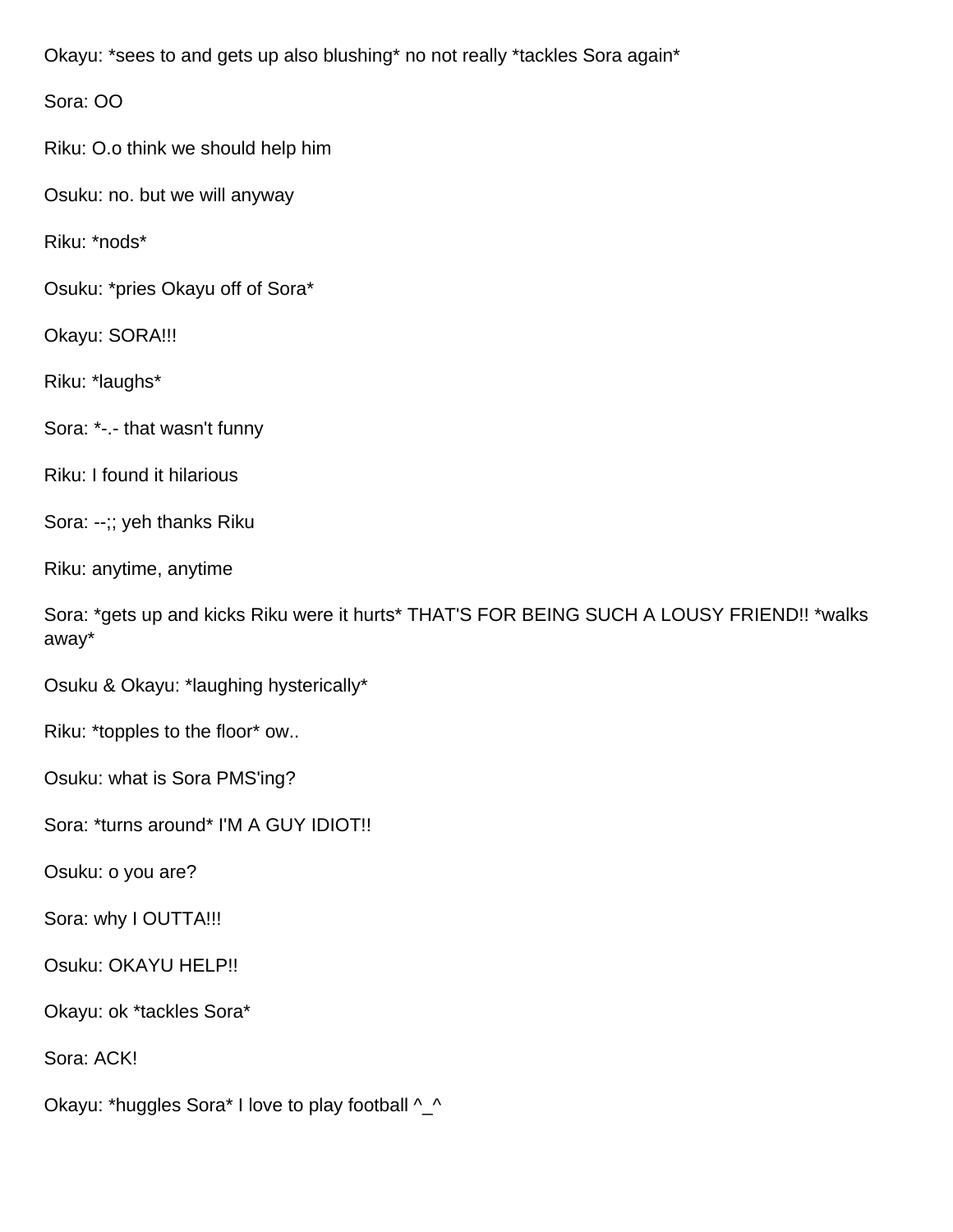Okayu: *sees to and gets up also blushing* no not really *tackles Sora again*

Sora: OO

Riku: O.o think we should help him

Osuku: no. but we will anyway

Riku: *nods*

Osuku: *pries Okayu off of Sora*

Okayu: SORA!!!

Riku: *laughs*

Sora: *-.- that wasn't funny

Riku: I found it hilarious

Sora: --;; yeh thanks Riku

Riku: anytime, anytime

Sora: *gets up and kicks Riku were it hurts* THAT'S FOR BEING SUCH A LOUSY FRIEND!! *walks away*

Osuku & Okayu: *laughing hysterically*

Riku: *topples to the floor* ow..

Osuku: what is Sora PMS'ing?

Sora: *turns around* I'M A GUY IDIOT!!

Osuku: o you are?

Sora: why I OUTTA!!!

Osuku: OKAYU HELP!!

Okayu: ok *tackles Sora*

Sora: ACK!

Okayu: *huggles Sora* I love to play football ^_^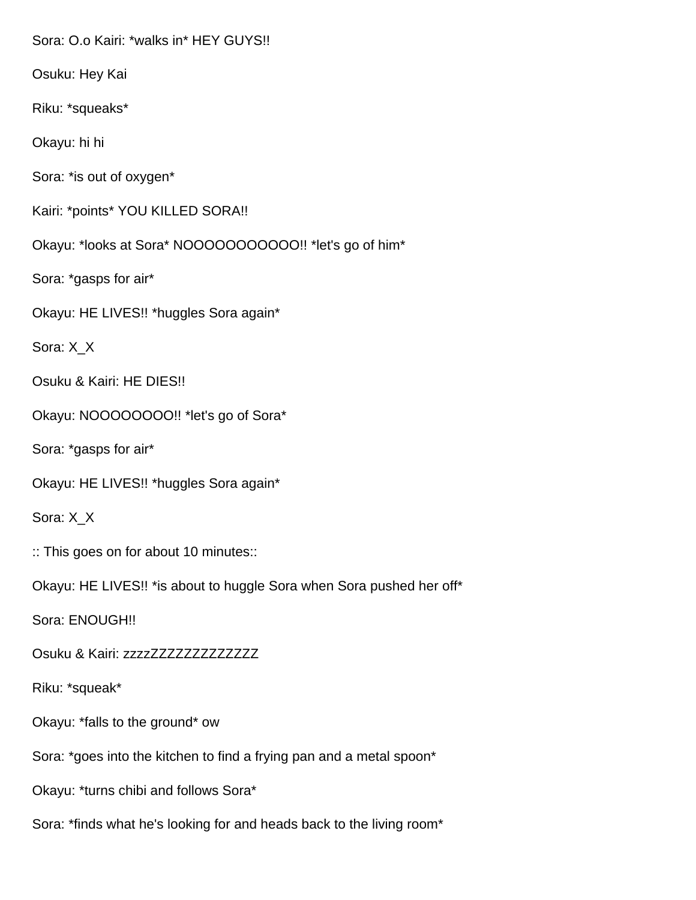Sora: O.o Kairi: *walks in* HEY GUYS!!

Osuku: Hey Kai

Riku: *squeaks*

Okayu: hi hi

Sora: *is out of oxygen*

Kairi: *points* YOU KILLED SORA!!

Okayu: *looks at Sora* NOOOOOOOOOOO!! *let's go of him*

Sora: *gasps for air*

Okayu: HE LIVES!! *huggles Sora again*

Sora: X_X

Osuku & Kairi: HE DIES!!

Okayu: NOOOOOOOO!! *let's go of Sora*

Sora: *gasps for air*

Okayu: HE LIVES!! *huggles Sora again*

Sora: X_X

:: This goes on for about 10 minutes::

Okayu: HE LIVES!! *is about to huggle Sora when Sora pushed her off*

Sora: ENOUGH!!

Osuku & Kairi: zzzzZZZZZZZZZZZZZ

Riku: *squeak*

Okayu: *falls to the ground* ow

Sora: *goes into the kitchen to find a frying pan and a metal spoon*

Okayu: *turns chibi and follows Sora*

Sora: *finds what he's looking for and heads back to the living room*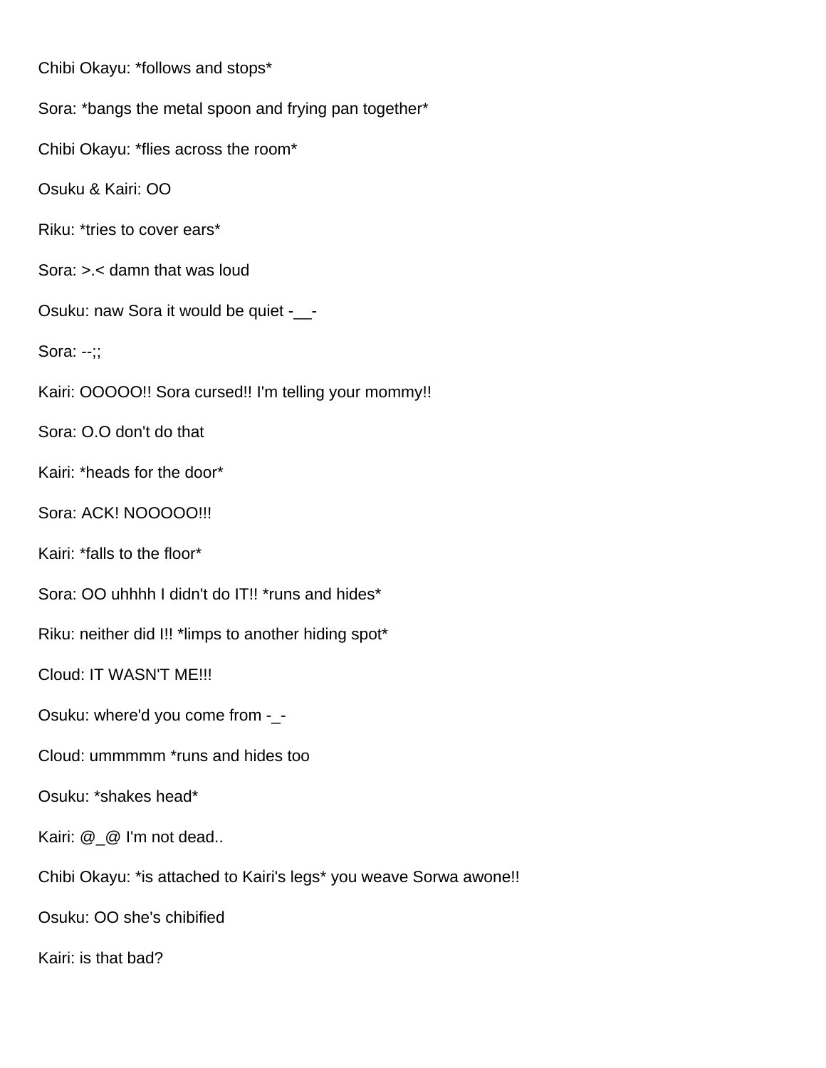Chibi Okayu: *follows and stops*

Sora: *bangs the metal spoon and frying pan together*

Chibi Okayu: *flies across the room*

Osuku & Kairi: OO

Riku: *tries to cover ears*

Sora: >.< damn that was loud

Osuku: naw Sora it would be quiet -__-

Sora: --;;

Kairi: OOOOO!! Sora cursed!! I'm telling your mommy!!

Sora: O.O don't do that

Kairi: *heads for the door*

Sora: ACK! NOOOOO!!!

Kairi: *falls to the floor*

Sora: OO uhhhh I didn't do IT!! *runs and hides*

Riku: neither did I!! *limps to another hiding spot*

Cloud: IT WASN'T ME!!!

Osuku: where'd you come from -_-

Cloud: ummmmm *runs and hides too

Osuku: *shakes head*

Kairi: @_@ I'm not dead..

Chibi Okayu: *is attached to Kairi's legs* you weave Sorwa awone!!

Osuku: OO she's chibified

Kairi: is that bad?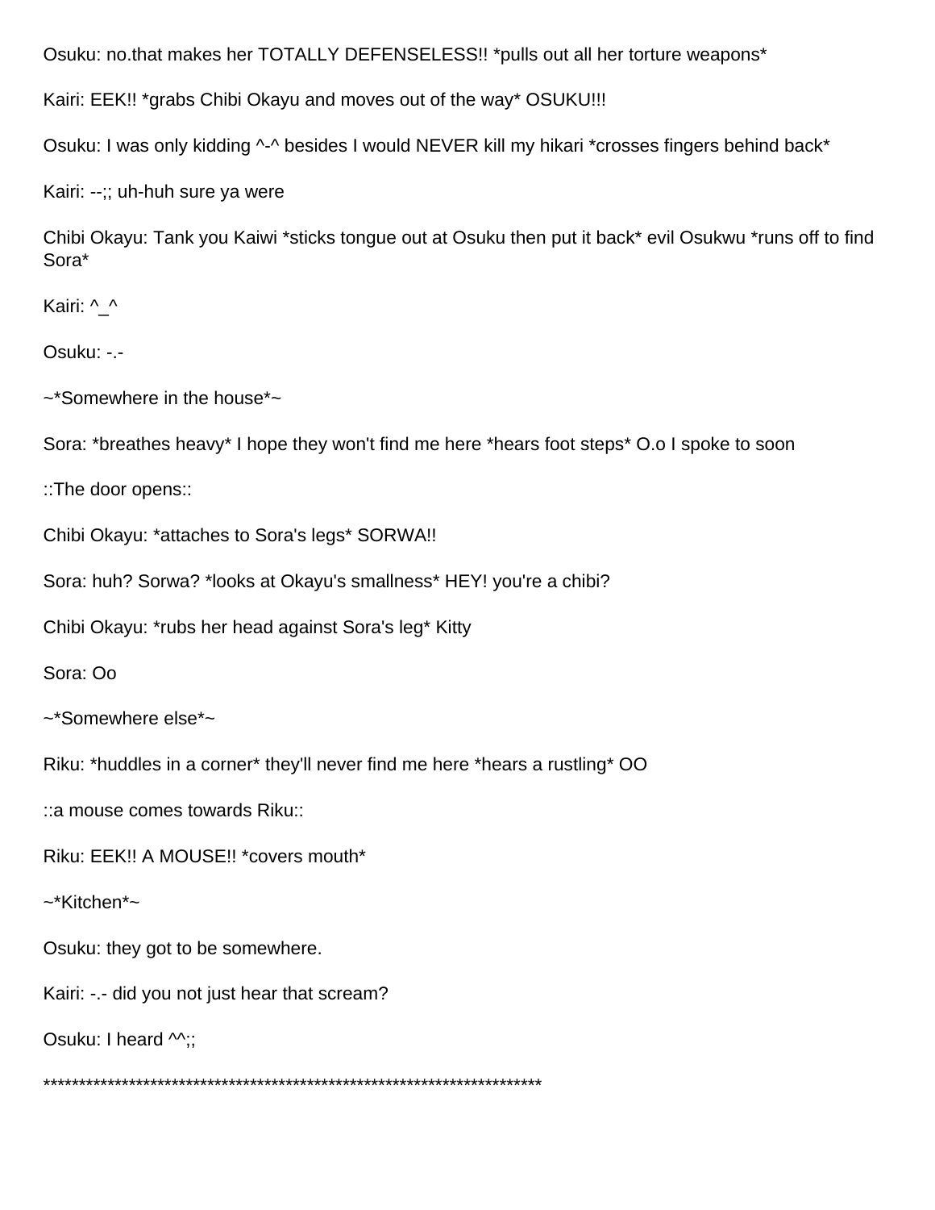Osuku: no.that makes her TOTALLY DEFENSELESS!! *pulls out all her torture weapons*

Kairi: EEK!! *grabs Chibi Okayu and moves out of the way* OSUKU!!!

Osuku: I was only kidding ^-^ besides I would NEVER kill my hikari *crosses fingers behind back*

Kairi: --;; uh-huh sure ya were

Chibi Okayu: Tank you Kaiwi *sticks tongue out at Osuku then put it back* evil Osukwu *runs off to find Sora*

Kairi: ^_^

Osuku: -.-

~*Somewhere in the house*~

Sora: *breathes heavy* I hope they won't find me here *hears foot steps* O.o I spoke to soon

::The door opens::

Chibi Okayu: *attaches to Sora's legs* SORWA!!

Sora: huh? Sorwa? *looks at Okayu's smallness* HEY! you're a chibi?

Chibi Okayu: *rubs her head against Sora's leg* Kitty

Sora: Oo

~*Somewhere else*~

Riku: *huddles in a corner* they'll never find me here *hears a rustling* OO

::a mouse comes towards Riku::

Riku: EEK!! A MOUSE!! *covers mouth*

~*Kitchen*~

Osuku: they got to be somewhere.

Kairi: -.- did you not just hear that scream?

Osuku: I heard ^^;;

**********************************************************************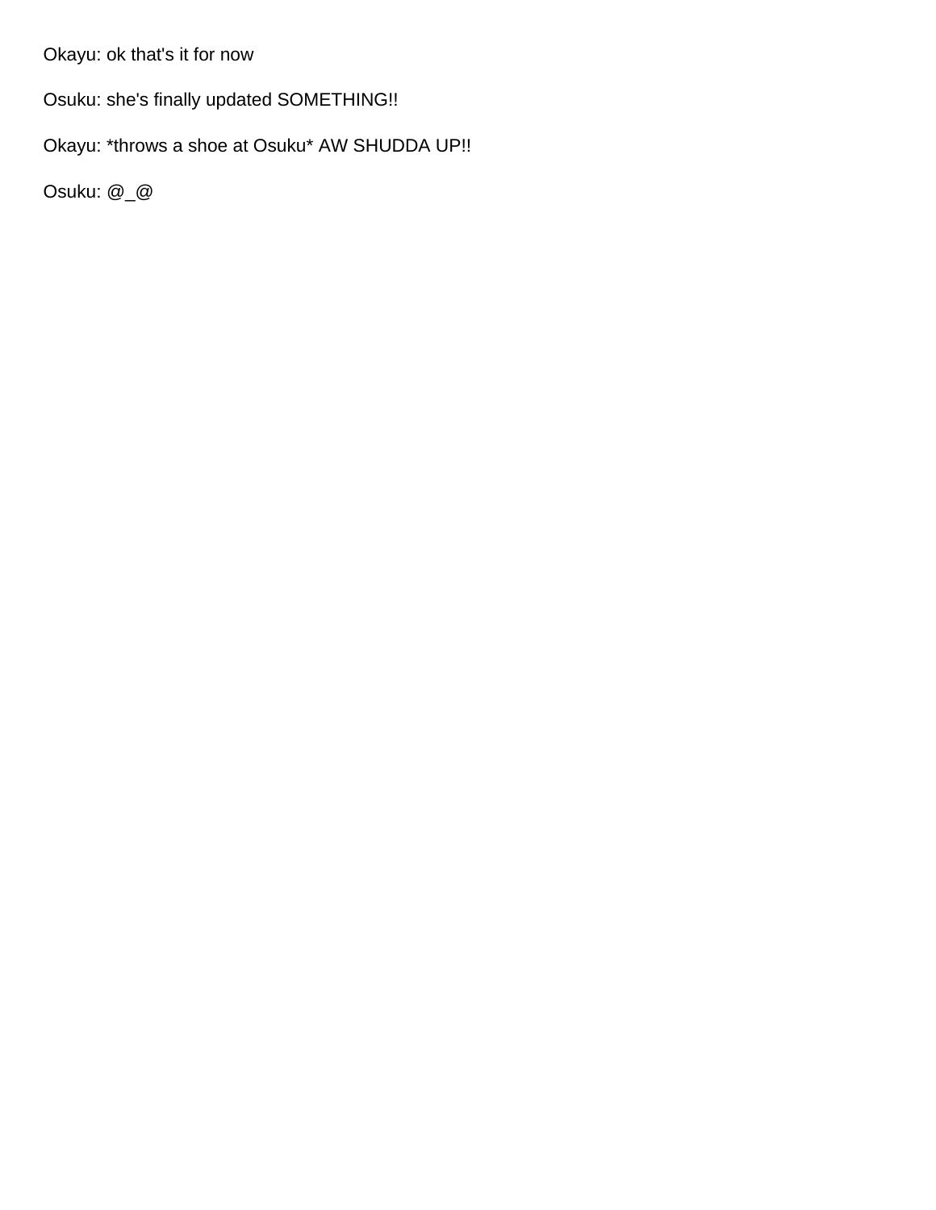Okayu: ok that's it for now

Osuku: she's finally updated SOMETHING!!

Okayu: *throws a shoe at Osuku* AW SHUDDA UP!!

Osuku: @_@